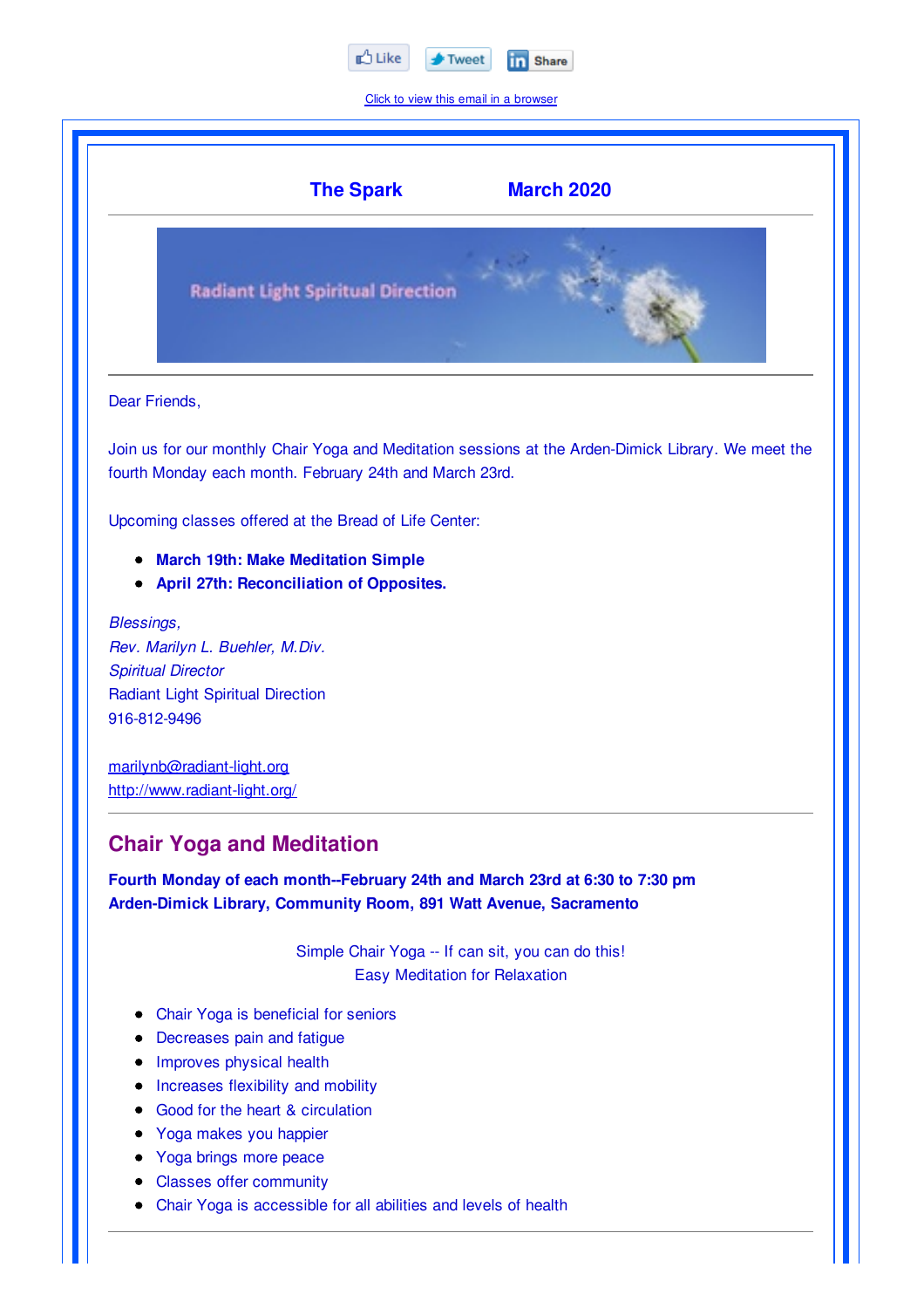Like Tweet Share

Click to view this email in a browser

**The Spark** **March 2020**

---

Radiant Light Spiritual Direction

---

Dear Friends,

Join us for our monthly Chair Yoga and Meditation sessions at the Arden-Dimick Library. We meet the fourth Monday each month. February 24th and March 23rd.

Upcoming classes offered at the Bread of Life Center:

- **March 19th: Make Meditation Simple**
- **April 27th: Reconciliation of Opposites.**

*Blessings,*
*Rev. Marilyn L. Buehler, M.Div.*
*Spiritual Director*
Radiant Light Spiritual Direction
916-812-9496

marilynb@radiant-light.org
http://www.radiant-light.org/

---

## Chair Yoga and Meditation

**Fourth Monday of each month--February 24th and March 23rd at 6:30 to 7:30 pm**
**Arden-Dimick Library, Community Room, 891 Watt Avenue, Sacramento**

Simple Chair Yoga -- If can sit, you can do this!
Easy Meditation for Relaxation

- Chair Yoga is beneficial for seniors
- Decreases pain and fatigue
- Improves physical health
- Increases flexibility and mobility
- Good for the heart & circulation
- Yoga makes you happier
- Yoga brings more peace
- Classes offer community
- Chair Yoga is accessible for all abilities and levels of health

---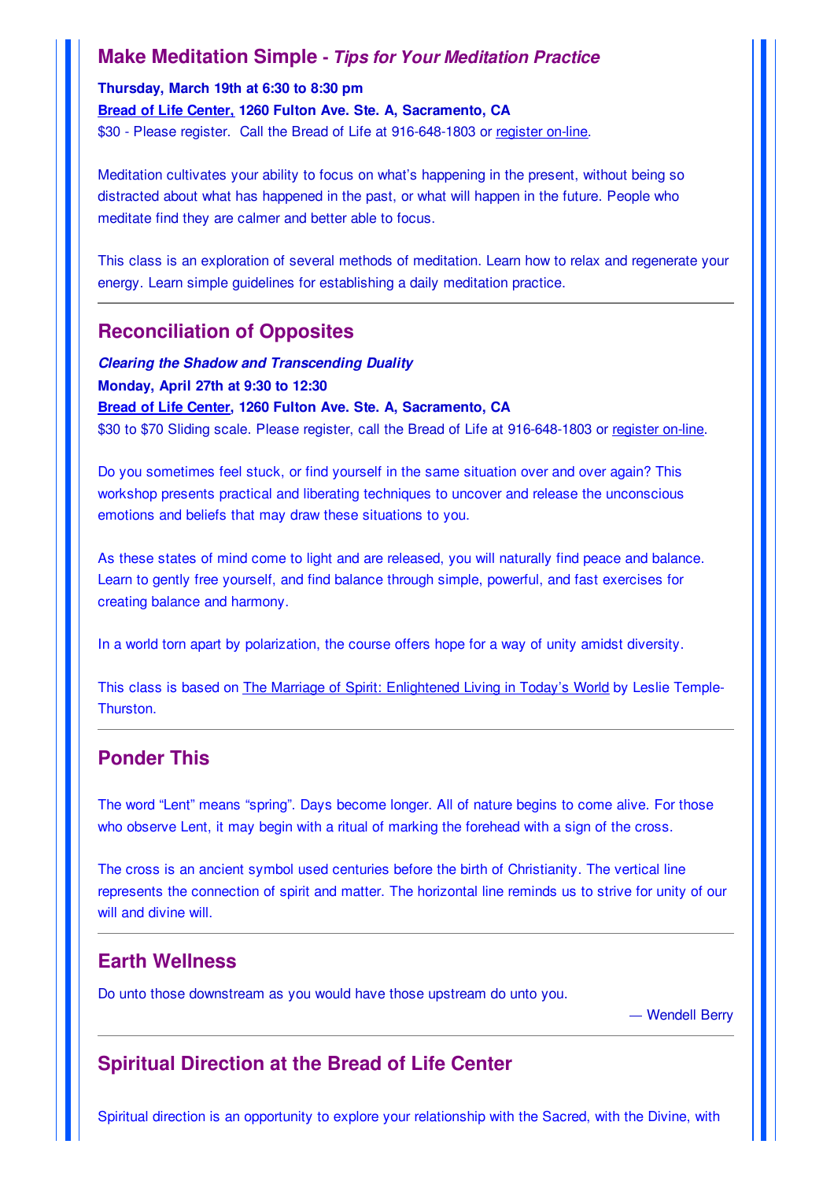## Make Meditation Simple - *Tips for Your Meditation Practice*

**Thursday, March 19th at 6:30 to 8:30 pm**

**Bread of Life Center, 1260 Fulton Ave. Ste. A, Sacramento, CA**

$30 - Please register. Call the Bread of Life at 916-648-1803 or register on-line.

Meditation cultivates your ability to focus on what's happening in the present, without being so distracted about what has happened in the past, or what will happen in the future. People who meditate find they are calmer and better able to focus.

This class is an exploration of several methods of meditation. Learn how to relax and regenerate your energy. Learn simple guidelines for establishing a daily meditation practice.

---

## Reconciliation of Opposites

***Clearing the Shadow and Transcending Duality***

**Monday, April 27th at 9:30 to 12:30**

**Bread of Life Center, 1260 Fulton Ave. Ste. A, Sacramento, CA**

$30 to $70 Sliding scale. Please register, call the Bread of Life at 916-648-1803 or register on-line.

Do you sometimes feel stuck, or find yourself in the same situation over and over again? This workshop presents practical and liberating techniques to uncover and release the unconscious emotions and beliefs that may draw these situations to you.

As these states of mind come to light and are released, you will naturally find peace and balance. Learn to gently free yourself, and find balance through simple, powerful, and fast exercises for creating balance and harmony.

In a world torn apart by polarization, the course offers hope for a way of unity amidst diversity.

This class is based on The Marriage of Spirit: Enlightened Living in Today's World by Leslie Temple-Thurston.

---

## Ponder This

The word "Lent" means "spring". Days become longer. All of nature begins to come alive. For those who observe Lent, it may begin with a ritual of marking the forehead with a sign of the cross.

The cross is an ancient symbol used centuries before the birth of Christianity. The vertical line represents the connection of spirit and matter. The horizontal line reminds us to strive for unity of our will and divine will.

---

## Earth Wellness

Do unto those downstream as you would have those upstream do unto you.

— Wendell Berry

---

## Spiritual Direction at the Bread of Life Center

Spiritual direction is an opportunity to explore your relationship with the Sacred, with the Divine, with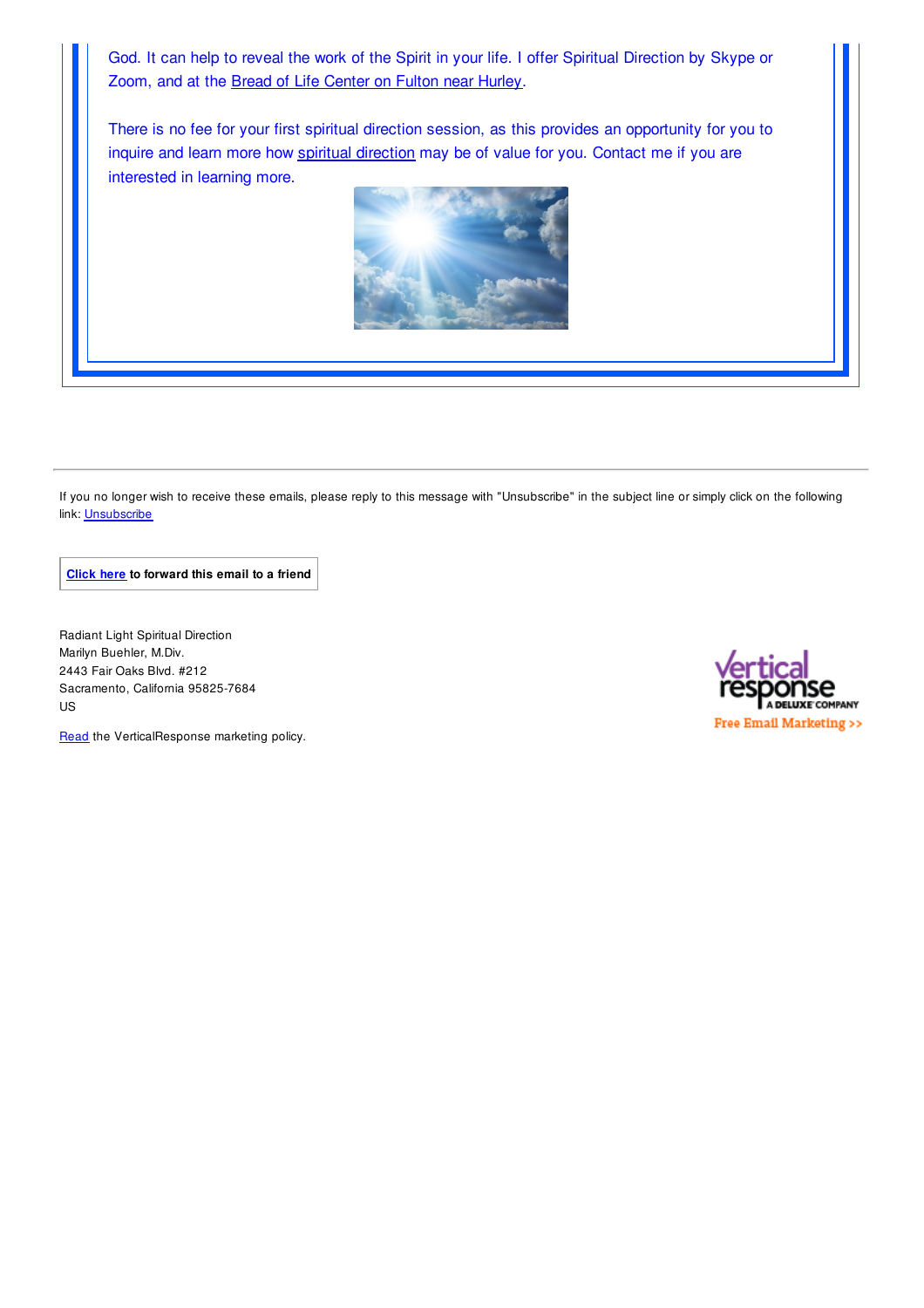God. It can help to reveal the work of the Spirit in your life. I offer Spiritual Direction by Skype or Zoom, and at the Bread of Life Center on Fulton near Hurley.

There is no fee for your first spiritual direction session, as this provides an opportunity for you to inquire and learn more how spiritual direction may be of value for you. Contact me if you are interested in learning more.

---

If you no longer wish to receive these emails, please reply to this message with "Unsubscribe" in the subject line or simply click on the following link: Unsubscribe

**Click here to forward this email to a friend**

Radiant Light Spiritual Direction
Marilyn Buehler, M.Div.
2443 Fair Oaks Blvd. #212
Sacramento, California 95825-7684
US

Read the VerticalResponse marketing policy.

Vertical response A DELUXE COMPANY
Free Email Marketing >>